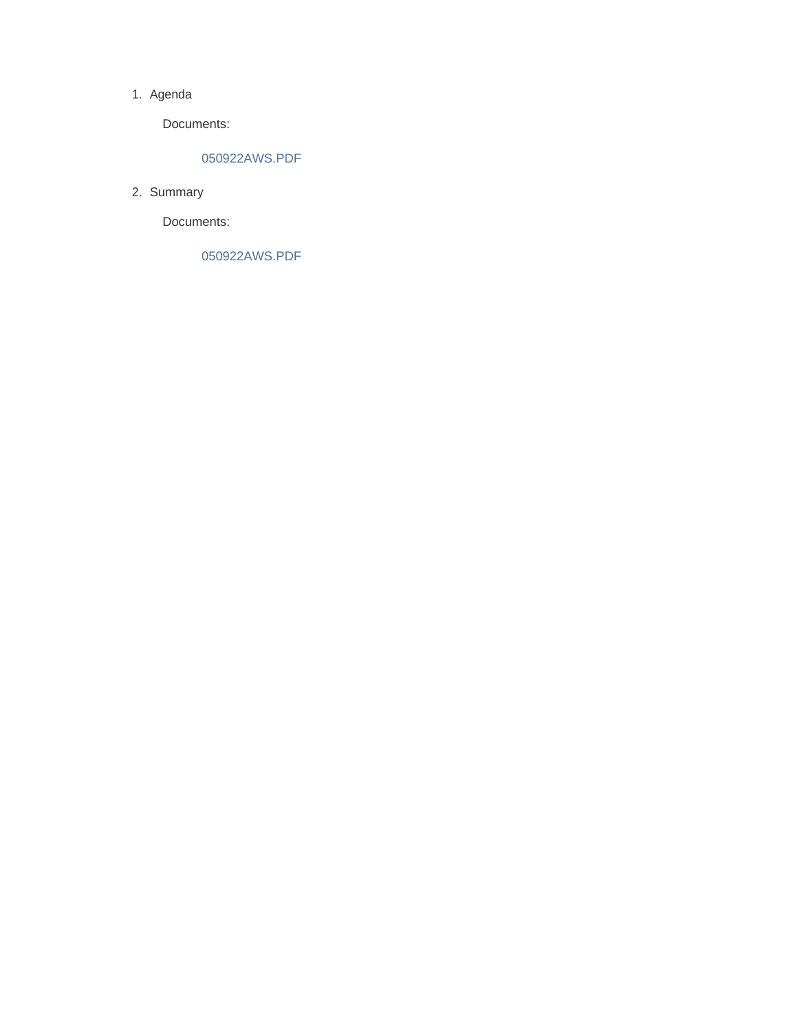1. Agenda

   Documents:

   050922AWS.PDF

2. Summary

   Documents:

   050922AWS.PDF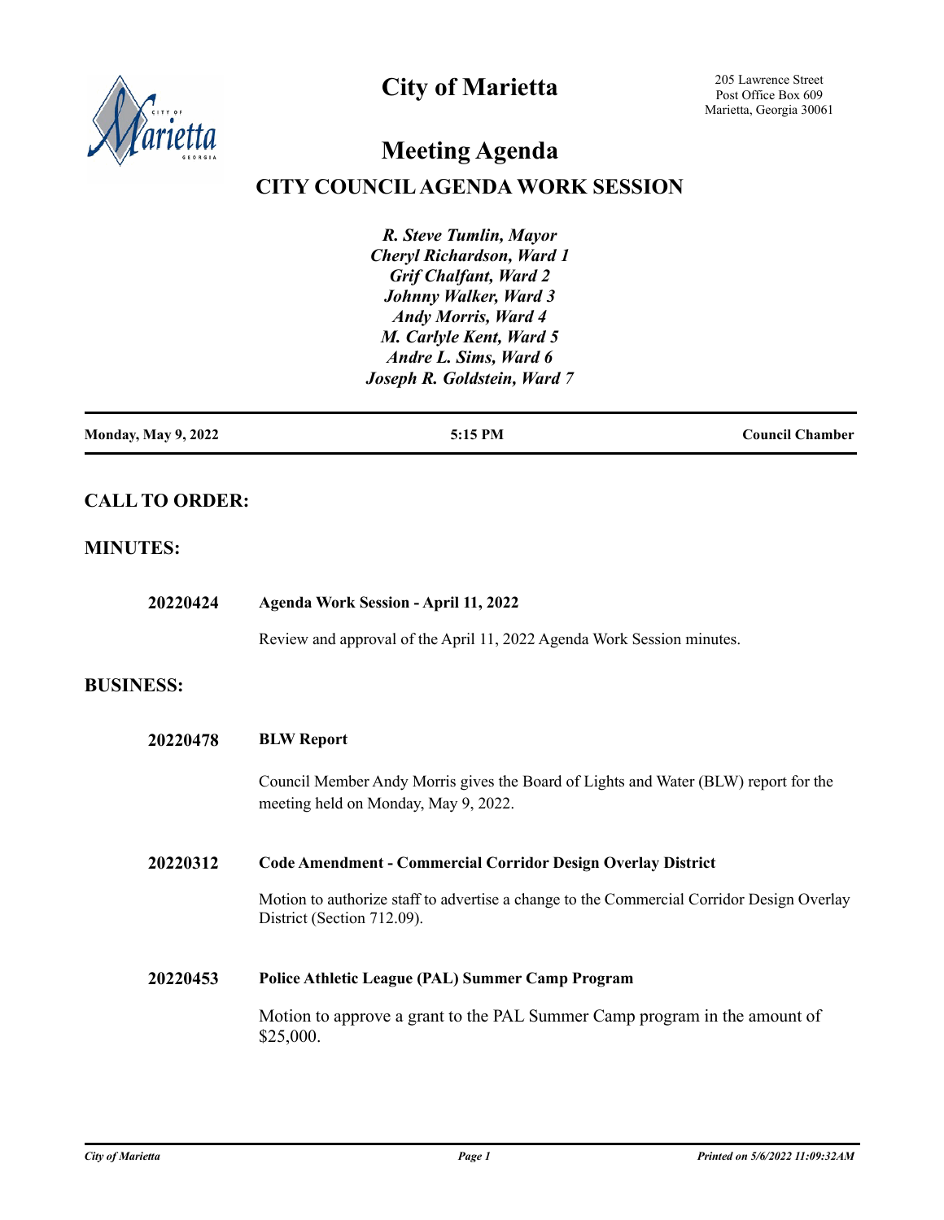# City of Marietta

205 Lawrence Street
Post Office Box 609
Marietta, Georgia 30061

# Meeting Agenda

## CITY COUNCIL AGENDA WORK SESSION

***R. Steve Tumlin, Mayor***
***Cheryl Richardson, Ward 1***
***Grif Chalfant, Ward 2***
***Johnny Walker, Ward 3***
***Andy Morris, Ward 4***
***M. Carlyle Kent, Ward 5***
***Andre L. Sims, Ward 6***
***Joseph R. Goldstein, Ward 7***

| **Monday, May 9, 2022** | **5:15 PM** | **Council Chamber** |
|---|---|---|

## CALL TO ORDER:

## MINUTES:

**20220424** **Agenda Work Session - April 11, 2022**

Review and approval of the April 11, 2022 Agenda Work Session minutes.

## BUSINESS:

**20220478** **BLW Report**

Council Member Andy Morris gives the Board of Lights and Water (BLW) report for the meeting held on Monday, May 9, 2022.

**20220312** **Code Amendment - Commercial Corridor Design Overlay District**

Motion to authorize staff to advertise a change to the Commercial Corridor Design Overlay District (Section 712.09).

**20220453** **Police Athletic League (PAL) Summer Camp Program**

Motion to approve a grant to the PAL Summer Camp program in the amount of $25,000.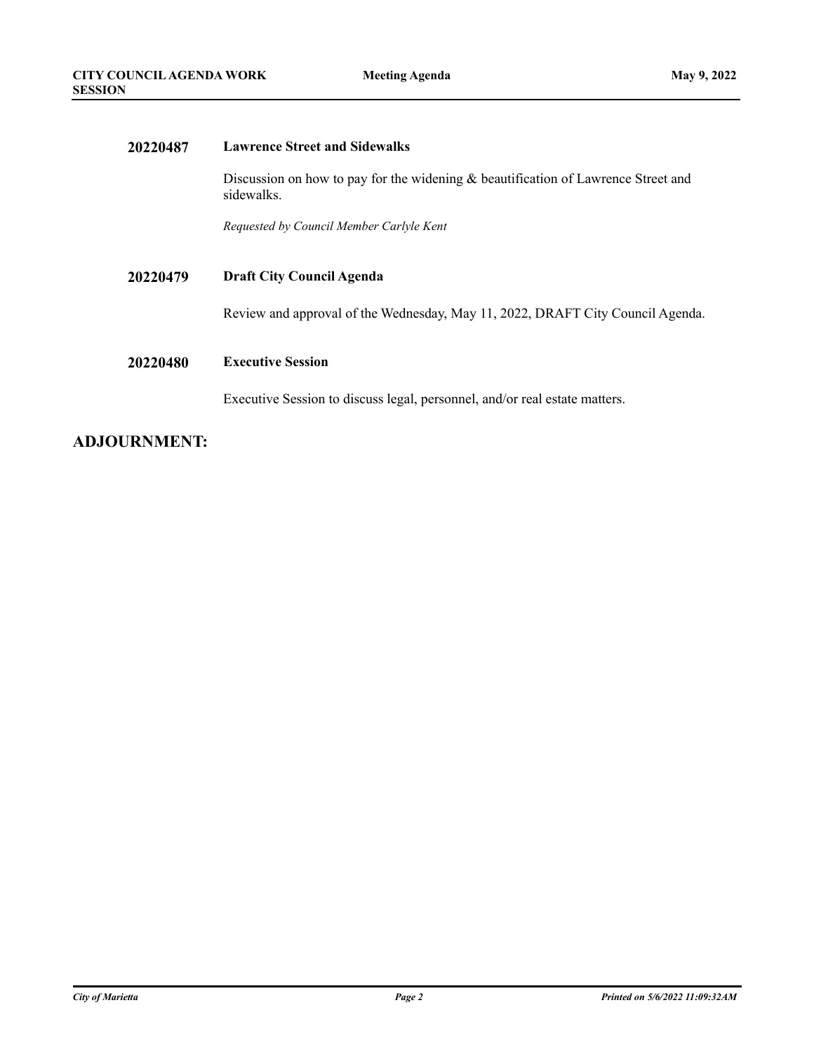**20220487** **Lawrence Street and Sidewalks**

Discussion on how to pay for the widening & beautification of Lawrence Street and sidewalks.

*Requested by Council Member Carlyle Kent*

**20220479** **Draft City Council Agenda**

Review and approval of the Wednesday, May 11, 2022, DRAFT City Council Agenda.

**20220480** **Executive Session**

Executive Session to discuss legal, personnel, and/or real estate matters.

## ADJOURNMENT: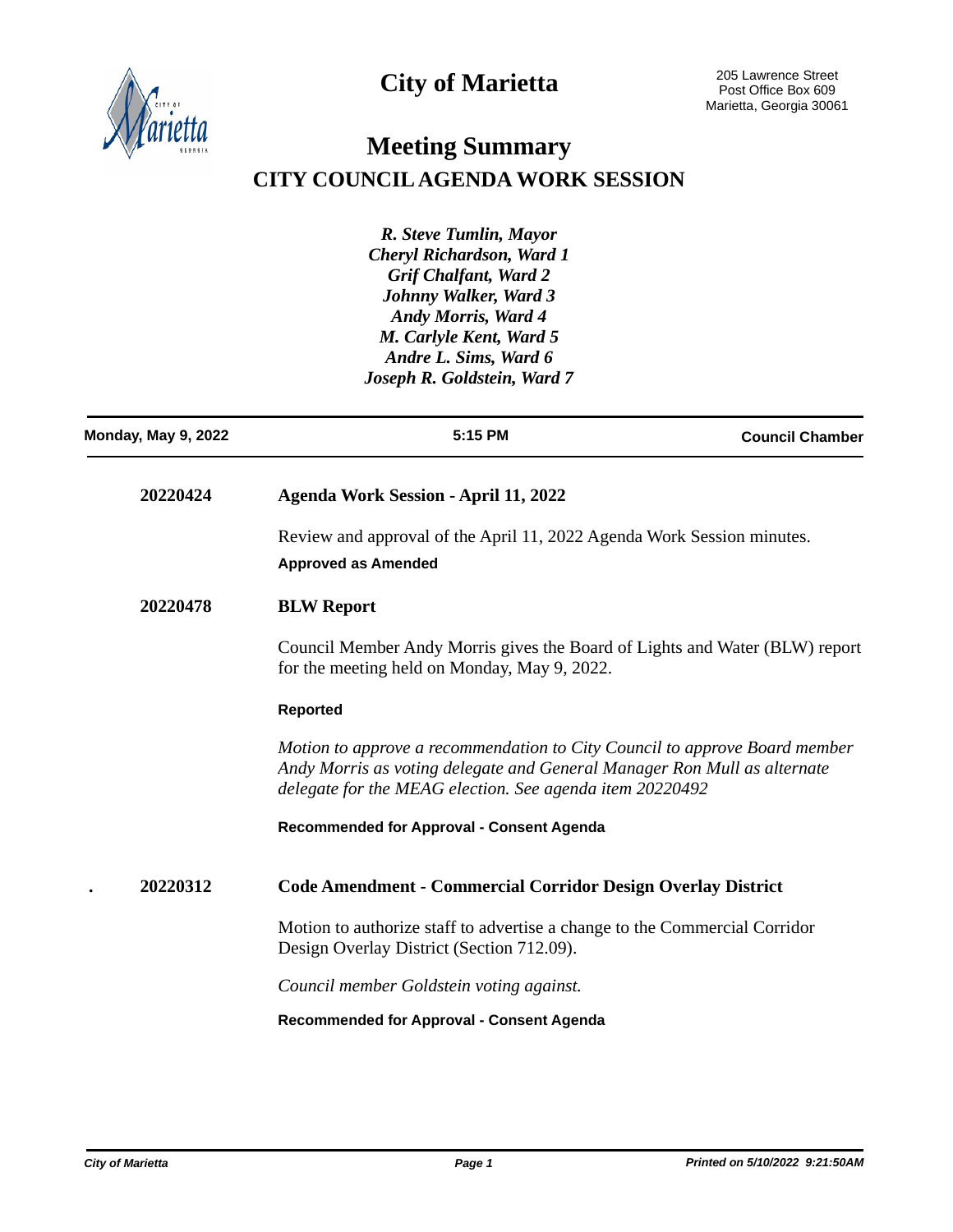# City of Marietta

205 Lawrence Street
Post Office Box 609
Marietta, Georgia 30061

## Meeting Summary

## CITY COUNCIL AGENDA WORK SESSION

***R. Steve Tumlin, Mayor***
***Cheryl Richardson, Ward 1***
***Grif Chalfant, Ward 2***
***Johnny Walker, Ward 3***
***Andy Morris, Ward 4***
***M. Carlyle Kent, Ward 5***
***Andre L. Sims, Ward 6***
***Joseph R. Goldstein, Ward 7***

**Monday, May 9, 2022** | **5:15 PM** | **Council Chamber**

---

**20220424** **Agenda Work Session - April 11, 2022**

Review and approval of the April 11, 2022 Agenda Work Session minutes.

**Approved as Amended**

**20220478** **BLW Report**

Council Member Andy Morris gives the Board of Lights and Water (BLW) report for the meeting held on Monday, May 9, 2022.

**Reported**

*Motion to approve a recommendation to City Council to approve Board member Andy Morris as voting delegate and General Manager Ron Mull as alternate delegate for the MEAG election. See agenda item 20220492*

**Recommended for Approval - Consent Agenda**

. **20220312** **Code Amendment - Commercial Corridor Design Overlay District**

Motion to authorize staff to advertise a change to the Commercial Corridor Design Overlay District (Section 712.09).

*Council member Goldstein voting against.*

**Recommended for Approval - Consent Agenda**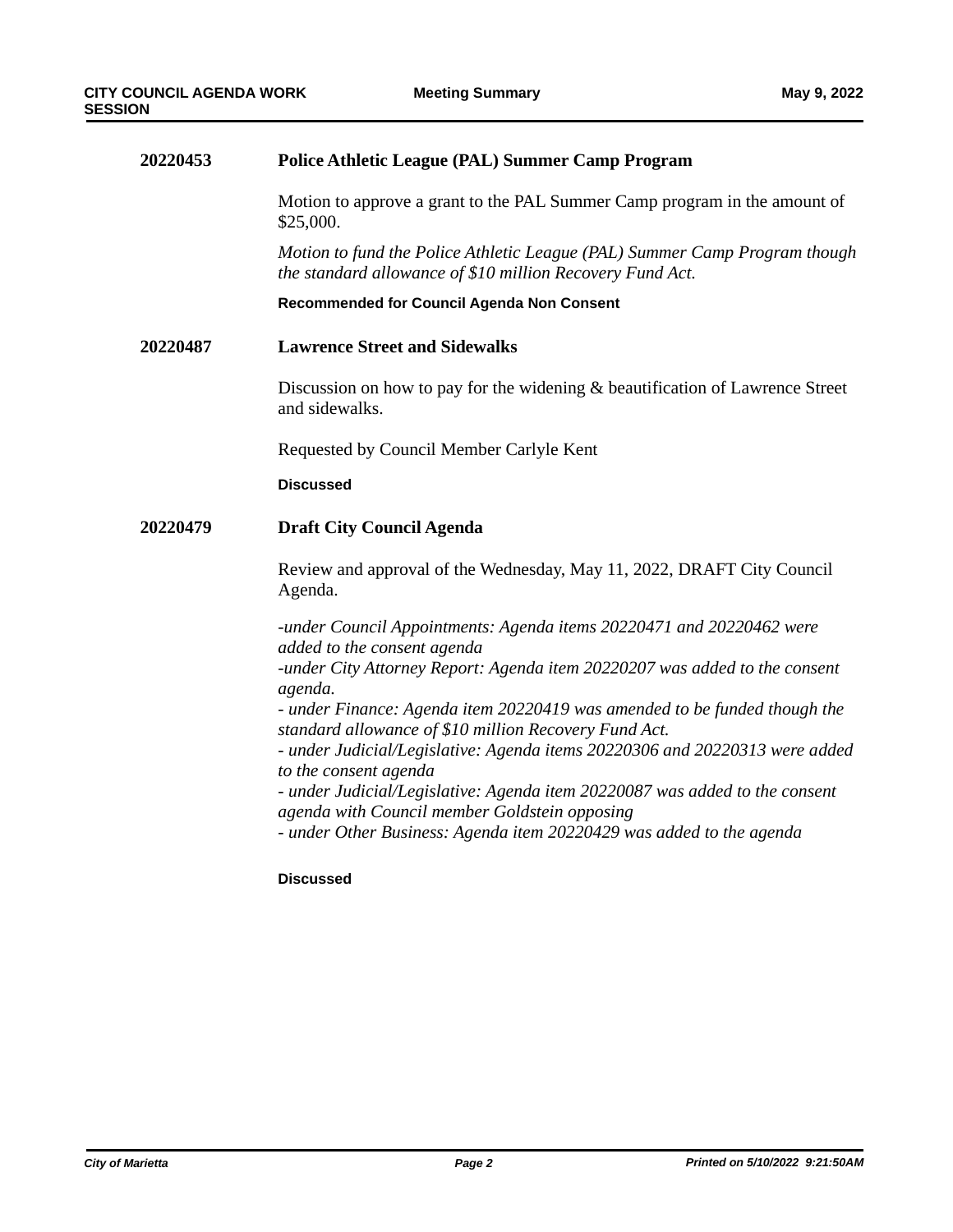**20220453** **Police Athletic League (PAL) Summer Camp Program**

Motion to approve a grant to the PAL Summer Camp program in the amount of $25,000.

*Motion to fund the Police Athletic League (PAL) Summer Camp Program though the standard allowance of $10 million Recovery Fund Act.*

**Recommended for Council Agenda Non Consent**

**20220487** **Lawrence Street and Sidewalks**

Discussion on how to pay for the widening & beautification of Lawrence Street and sidewalks.

Requested by Council Member Carlyle Kent

**Discussed**

**20220479** **Draft City Council Agenda**

Review and approval of the Wednesday, May 11, 2022, DRAFT City Council Agenda.

*-under Council Appointments: Agenda items 20220471 and 20220462 were added to the consent agenda*
*-under City Attorney Report: Agenda item 20220207 was added to the consent agenda.*
*- under Finance: Agenda item 20220419 was amended to be funded though the standard allowance of $10 million Recovery Fund Act.*
*- under Judicial/Legislative: Agenda items 20220306 and 20220313 were added to the consent agenda*
*- under Judicial/Legislative: Agenda item 20220087 was added to the consent agenda with Council member Goldstein opposing*
*- under Other Business: Agenda item 20220429 was added to the agenda*

**Discussed**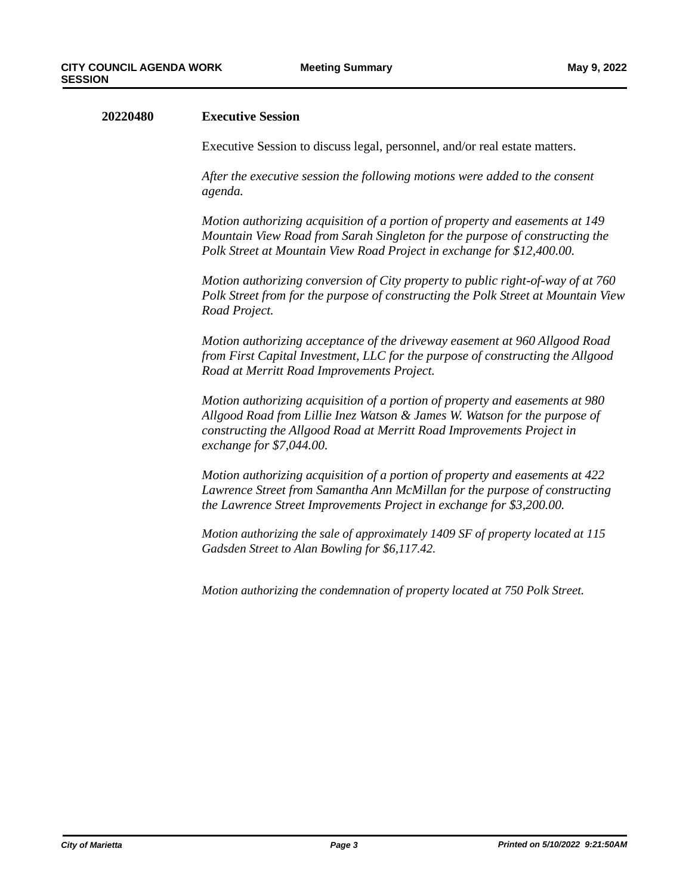**20220480** **Executive Session**

Executive Session to discuss legal, personnel, and/or real estate matters.

*After the executive session the following motions were added to the consent agenda.*

*Motion authorizing acquisition of a portion of property and easements at 149 Mountain View Road from Sarah Singleton for the purpose of constructing the Polk Street at Mountain View Road Project in exchange for $12,400.00.*

*Motion authorizing conversion of City property to public right-of-way of at 760 Polk Street from for the purpose of constructing the Polk Street at Mountain View Road Project.*

*Motion authorizing acceptance of the driveway easement at 960 Allgood Road from First Capital Investment, LLC for the purpose of constructing the Allgood Road at Merritt Road Improvements Project.*

*Motion authorizing acquisition of a portion of property and easements at 980 Allgood Road from Lillie Inez Watson & James W. Watson for the purpose of constructing the Allgood Road at Merritt Road Improvements Project in exchange for $7,044.00.*

*Motion authorizing acquisition of a portion of property and easements at 422 Lawrence Street from Samantha Ann McMillan for the purpose of constructing the Lawrence Street Improvements Project in exchange for $3,200.00.*

*Motion authorizing the sale of approximately 1409 SF of property located at 115 Gadsden Street to Alan Bowling for $6,117.42.*

*Motion authorizing the condemnation of property located at 750 Polk Street.*